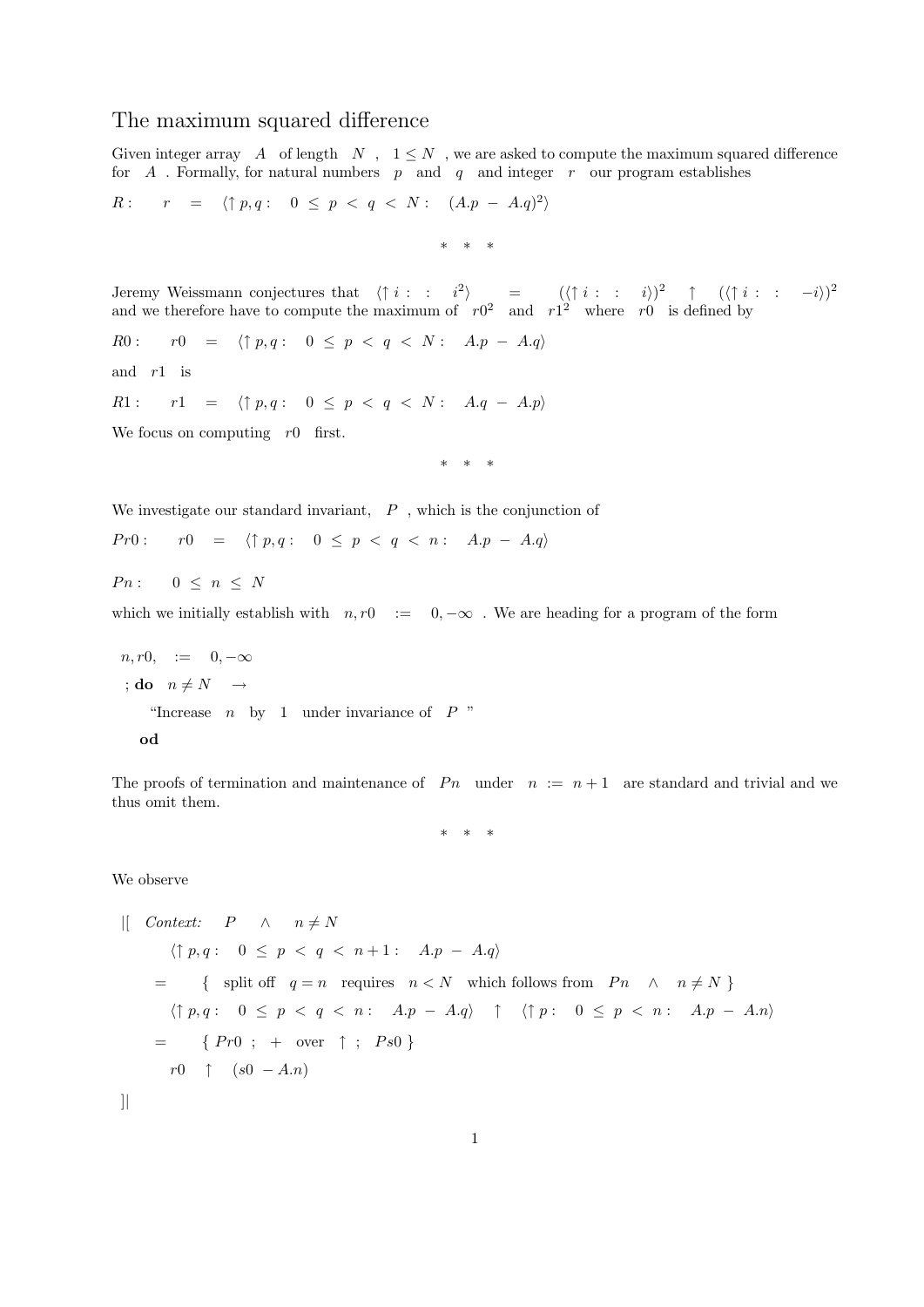# The maximum squared difference

Given integer array $A$ of length $N$ , $1 \leq N$ , we are asked to compute the maximum squared difference for $A$ . Formally, for natural numbers $p$ and $q$ and integer $r$ our program establishes

$R: \quad r \;=\; \langle \uparrow p, q : \;\; 0 \leq p < q < N : \;\; (A.p - A.q)^2 \rangle$

\* \* \*

Jeremy Weissmann conjectures that $\langle \uparrow i : \; : \; i^2 \rangle \;=\; (\langle \uparrow i : \; : \; i \rangle)^2 \;\uparrow\; (\langle \uparrow i : \; : \; -i \rangle)^2$ and we therefore have to compute the maximum of $r0^2$ and $r1^2$ where $r0$ is defined by

$R0: \quad r0 \;=\; \langle \uparrow p, q : \;\; 0 \leq p < q < N : \;\; A.p - A.q \rangle$

and $r1$ is

$R1: \quad r1 \;=\; \langle \uparrow p, q : \;\; 0 \leq p < q < N : \;\; A.q - A.p \rangle$

We focus on computing $r0$ first.

\* \* \*

We investigate our standard invariant, $P$ , which is the conjunction of

$Pr0: \quad r0 \;=\; \langle \uparrow p, q : \;\; 0 \leq p < q < n : \;\; A.p - A.q \rangle$

$Pn: \quad 0 \leq n \leq N$

which we initially establish with $n, r0 \;:=\; 0, -\infty$ . We are heading for a program of the form

```
  n, r0,  :=  0, −∞
 ; do  n ≠ N  →
      "Increase  n  by  1  under invariance of  P "
   od
```

The proofs of termination and maintenance of $Pn$ under $n := n+1$ are standard and trivial and we thus omit them.

\* \* \*

We observe

|[ *Context:* $P \;\wedge\; n \neq N$

$\quad \langle \uparrow p, q : \;\; 0 \leq p < q < n+1 : \;\; A.p - A.q \rangle$

$= \quad \{$ split off $q = n$ requires $n < N$ which follows from $Pn \;\wedge\; n \neq N$ $\}$

$\quad \langle \uparrow p, q : \;\; 0 \leq p < q < n : \;\; A.p - A.q \rangle \;\uparrow\; \langle \uparrow p : \;\; 0 \leq p < n : \;\; A.p - A.n \rangle$

$= \quad \{ \; Pr0 \; ; \; + \;$ over $\; \uparrow \; ; \; Ps0 \; \}$

$\quad r0 \;\uparrow\; (s0 - A.n)$

]|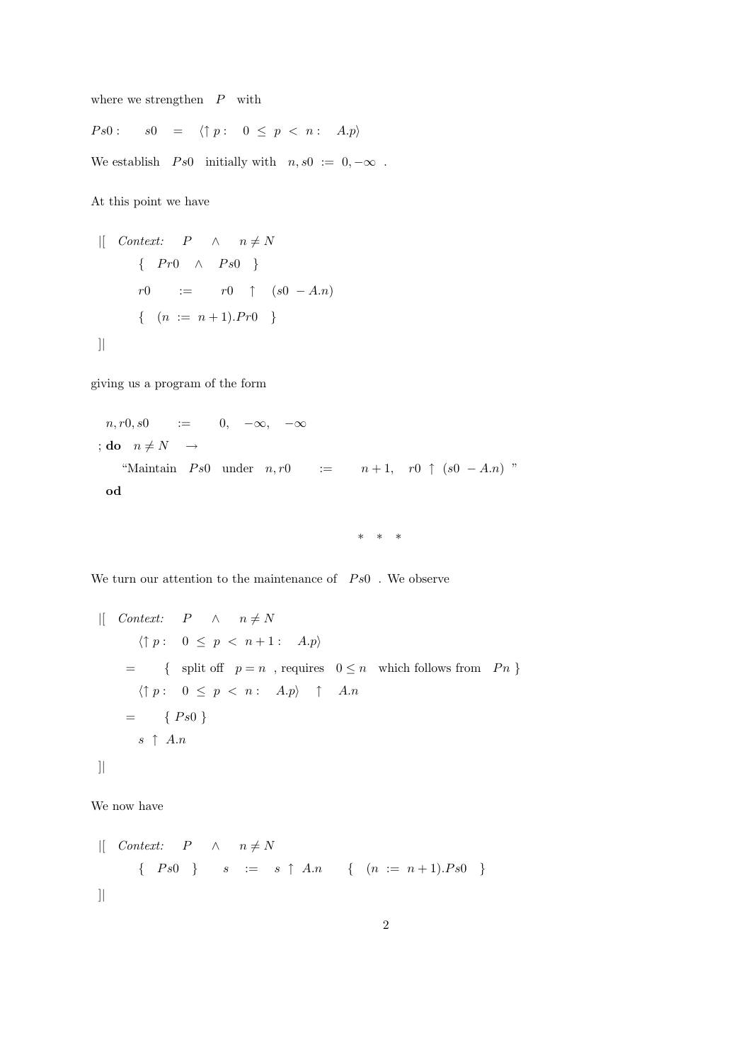where we strengthen $P$ with

$Ps0: \quad s0 \;=\; \langle \uparrow p : \;\; 0 \le p < n : \;\; A.p \rangle$

We establish $Ps0$ initially with $n, s0 := 0, -\infty$ .

At this point we have

$$
\begin{array}{l}
|[ \quad \textit{Context:} \quad P \quad \wedge \quad n \neq N \\
\qquad \{ \quad Pr0 \quad \wedge \quad Ps0 \quad \} \\
\qquad r0 \quad := \quad r0 \quad \uparrow \quad (s0 \; - A.n) \\
\qquad \{ \quad (n \; := \; n+1).Pr0 \quad \} \\
]|
\end{array}
$$

giving us a program of the form

$$
\begin{array}{l}
\quad n, r0, s0 \quad := \quad 0, \quad -\infty, \quad -\infty \\
;\; \mathbf{do} \quad n \neq N \quad \rightarrow \\
\qquad \text{“Maintain} \quad Ps0 \quad \text{under} \quad n, r0 \quad := \quad n+1, \quad r0 \uparrow (s0 \; - A.n) \text{ ”} \\
\quad \mathbf{od}
\end{array}
$$

\* \* \*

We turn our attention to the maintenance of $Ps0$ . We observe

$$
\begin{array}{l}
|[ \quad \textit{Context:} \quad P \quad \wedge \quad n \neq N \\
\qquad \langle \uparrow p : \quad 0 \le p < n+1 : \quad A.p \rangle \\
\quad = \qquad \{ \quad \text{split off} \quad p = n \text{ , requires} \quad 0 \le n \quad \text{which follows from} \quad Pn \; \} \\
\qquad \langle \uparrow p : \quad 0 \le p < n : \quad A.p \rangle \quad \uparrow \quad A.n \\
\quad = \qquad \{ \; Ps0 \; \} \\
\qquad s \; \uparrow \; A.n \\
]|
\end{array}
$$

We now have

$$
\begin{array}{l}
|[ \quad \textit{Context:} \quad P \quad \wedge \quad n \neq N \\
\qquad \{ \quad Ps0 \quad \} \qquad s \quad := \quad s \; \uparrow \; A.n \qquad \{ \quad (n \; := \; n+1).Ps0 \quad \} \\
]|
\end{array}
$$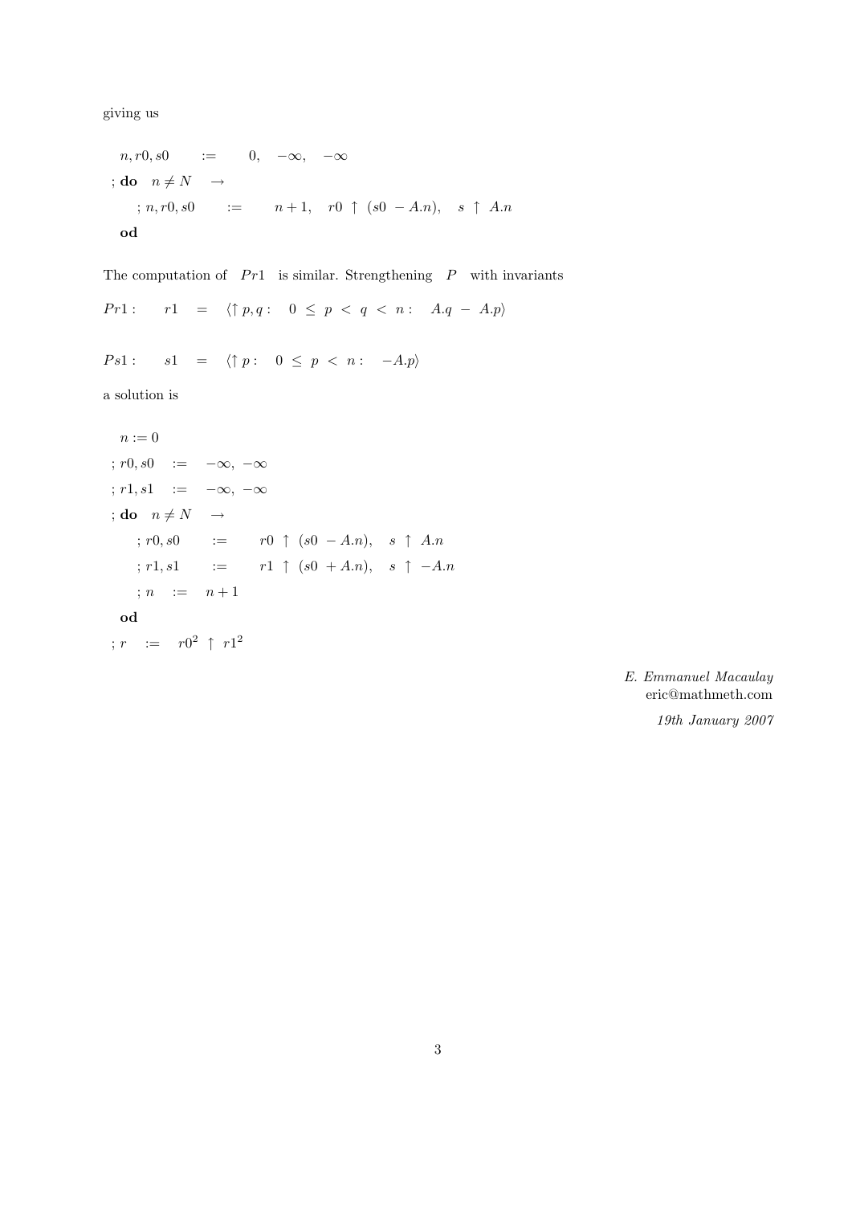giving us

$$
\begin{array}{l}
\quad n, r0, s0 \quad := \quad 0, \quad -\infty, \quad -\infty \\
;\ \mathbf{do} \quad n \neq N \quad \rightarrow \\
\qquad ;\ n, r0, s0 \quad := \quad n+1, \quad r0\ \uparrow\ (s0\ - A.n), \quad s\ \uparrow\ A.n \\
\quad \mathbf{od}
\end{array}
$$

The computation of $Pr1$ is similar. Strengthening $P$ with invariants

$Pr1: \quad r1 \quad = \quad \langle \uparrow p, q : \quad 0 \ \leq \ p \ < \ q \ < \ n : \quad A.q \ - \ A.p \rangle$

$Ps1: \quad s1 \quad = \quad \langle \uparrow p : \quad 0 \ \leq \ p \ < \ n : \quad -A.p \rangle$

a solution is

$$
\begin{array}{l}
\quad n := 0 \\
;\ r0, s0 \quad := \quad -\infty,\ -\infty \\
;\ r1, s1 \quad := \quad -\infty,\ -\infty \\
;\ \mathbf{do} \quad n \neq N \quad \rightarrow \\
\qquad ;\ r0, s0 \quad := \quad r0\ \uparrow\ (s0\ - A.n), \quad s\ \uparrow\ A.n \\
\qquad ;\ r1, s1 \quad := \quad r1\ \uparrow\ (s0\ + A.n), \quad s\ \uparrow\ -A.n \\
\qquad ;\ n \quad := \quad n+1 \\
\quad \mathbf{od} \\
;\ r \quad := \quad r0^2\ \uparrow\ r1^2
\end{array}
$$

*E. Emmanuel Macaulay*
eric@mathmeth.com
*19th January 2007*